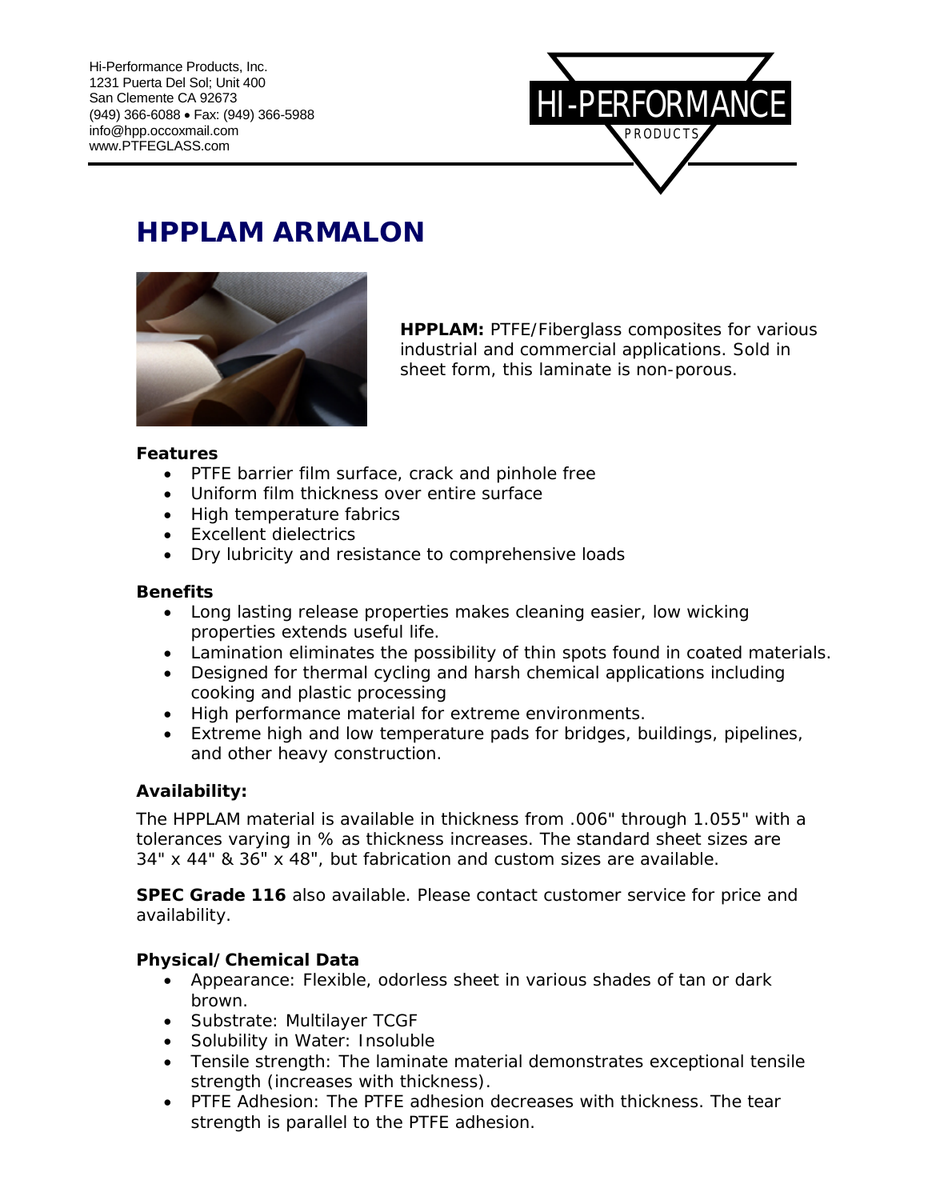Hi-Performance Products, Inc.
1231 Puerta Del Sol; Unit 400
San Clemente CA 92673
(949) 366-6088 • Fax: (949) 366-5988
info@hpp.occoxmail.com
www.PTFEGLASS.com

# HPPLAM ARMALON

**HPPLAM:** PTFE/Fiberglass composites for various industrial and commercial applications. Sold in sheet form, this laminate is non-porous.

**Features**

- PTFE barrier film surface, crack and pinhole free
- Uniform film thickness over entire surface
- High temperature fabrics
- Excellent dielectrics
- Dry lubricity and resistance to comprehensive loads

**Benefits**

- Long lasting release properties makes cleaning easier, low wicking properties extends useful life.
- Lamination eliminates the possibility of thin spots found in coated materials.
- Designed for thermal cycling and harsh chemical applications including cooking and plastic processing
- High performance material for extreme environments.
- Extreme high and low temperature pads for bridges, buildings, pipelines, and other heavy construction.

**Availability:**

The HPPLAM material is available in thickness from .006" through 1.055" with a tolerances varying in % as thickness increases. The standard sheet sizes are 34" x 44" & 36" x 48", but fabrication and custom sizes are available.

**SPEC Grade 116** also available. Please contact customer service for price and availability.

**Physical/Chemical Data**

- Appearance: Flexible, odorless sheet in various shades of tan or dark brown.
- Substrate: Multilayer TCGF
- Solubility in Water: Insoluble
- Tensile strength: The laminate material demonstrates exceptional tensile strength (increases with thickness).
- PTFE Adhesion: The PTFE adhesion decreases with thickness. The tear strength is parallel to the PTFE adhesion.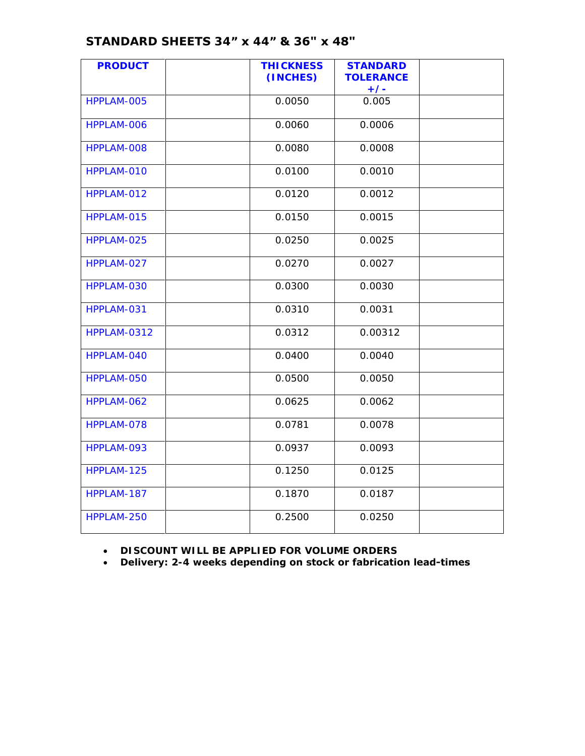## STANDARD SHEETS 34" x 44" & 36" x 48"

| PRODUCT | | THICKNESS (INCHES) | STANDARD TOLERANCE +/- | |
|---|---|---|---|---|
| HPPLAM-005 | | 0.0050 | 0.005 | |
| HPPLAM-006 | | 0.0060 | 0.0006 | |
| HPPLAM-008 | | 0.0080 | 0.0008 | |
| HPPLAM-010 | | 0.0100 | 0.0010 | |
| HPPLAM-012 | | 0.0120 | 0.0012 | |
| HPPLAM-015 | | 0.0150 | 0.0015 | |
| HPPLAM-025 | | 0.0250 | 0.0025 | |
| HPPLAM-027 | | 0.0270 | 0.0027 | |
| HPPLAM-030 | | 0.0300 | 0.0030 | |
| HPPLAM-031 | | 0.0310 | 0.0031 | |
| HPPLAM-0312 | | 0.0312 | 0.00312 | |
| HPPLAM-040 | | 0.0400 | 0.0040 | |
| HPPLAM-050 | | 0.0500 | 0.0050 | |
| HPPLAM-062 | | 0.0625 | 0.0062 | |
| HPPLAM-078 | | 0.0781 | 0.0078 | |
| HPPLAM-093 | | 0.0937 | 0.0093 | |
| HPPLAM-125 | | 0.1250 | 0.0125 | |
| HPPLAM-187 | | 0.1870 | 0.0187 | |
| HPPLAM-250 | | 0.2500 | 0.0250 | |

- **DISCOUNT WILL BE APPLIED FOR VOLUME ORDERS**
- **Delivery: 2-4 weeks depending on stock or fabrication lead-times**